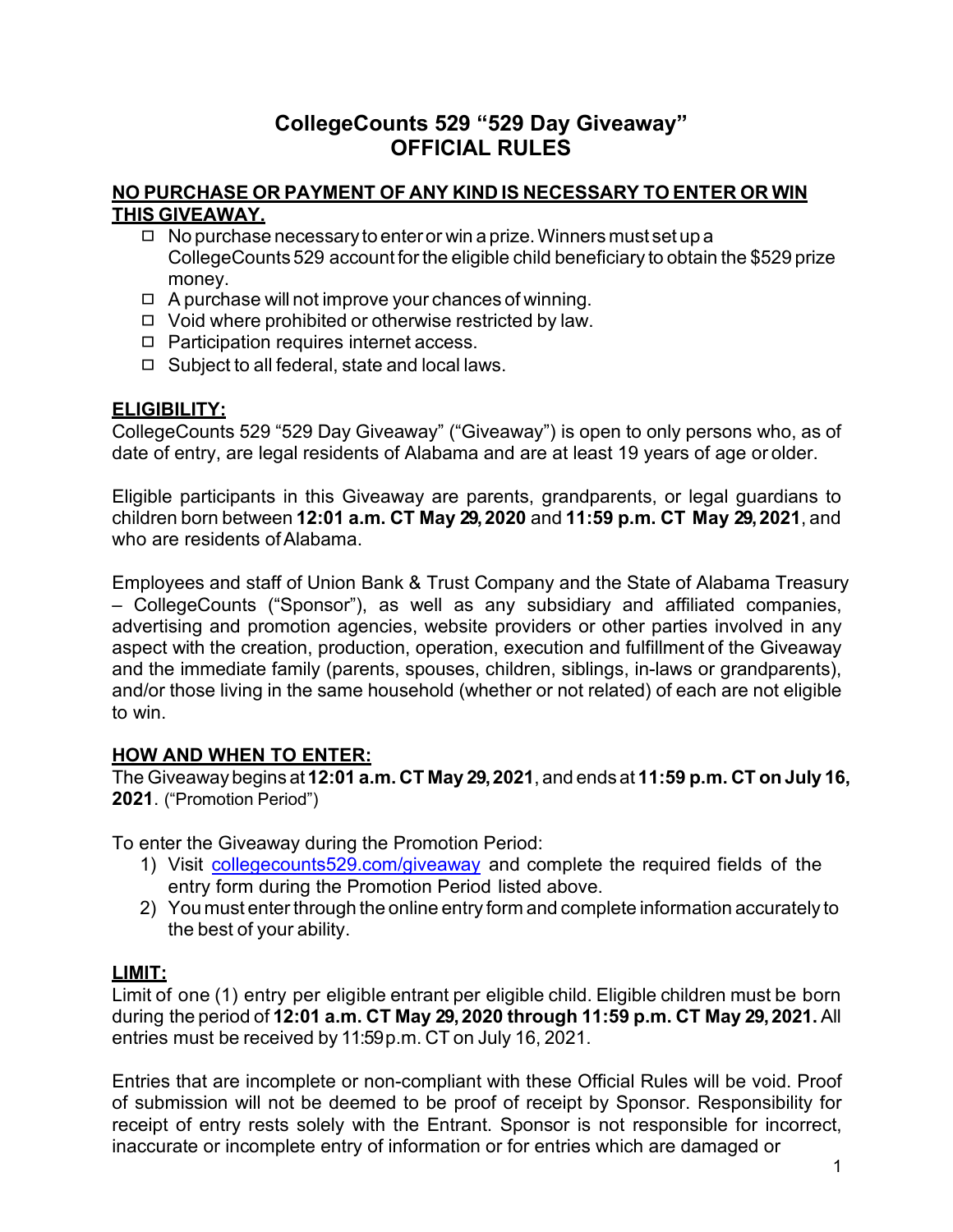# CollegeCounts 529 "529 Day Giveaway"
# OFFICIAL RULES

**NO PURCHASE OR PAYMENT OF ANY KIND IS NECESSARY TO ENTER OR WIN THIS GIVEAWAY.**

- No purchase necessary to enter or win a prize. Winners must set up a CollegeCounts 529 account for the eligible child beneficiary to obtain the $529 prize money.
- A purchase will not improve your chances of winning.
- Void where prohibited or otherwise restricted by law.
- Participation requires internet access.
- Subject to all federal, state and local laws.

**ELIGIBILITY:**

CollegeCounts 529 "529 Day Giveaway" ("Giveaway") is open to only persons who, as of date of entry, are legal residents of Alabama and are at least 19 years of age or older.

Eligible participants in this Giveaway are parents, grandparents, or legal guardians to children born between **12:01 a.m. CT May 29, 2020** and **11:59 p.m. CT May 29, 2021**, and who are residents of Alabama.

Employees and staff of Union Bank & Trust Company and the State of Alabama Treasury – CollegeCounts ("Sponsor"), as well as any subsidiary and affiliated companies, advertising and promotion agencies, website providers or other parties involved in any aspect with the creation, production, operation, execution and fulfillment of the Giveaway and the immediate family (parents, spouses, children, siblings, in-laws or grandparents), and/or those living in the same household (whether or not related) of each are not eligible to win.

**HOW AND WHEN TO ENTER:**

The Giveaway begins at **12:01 a.m. CT May 29, 2021**, and ends at **11:59 p.m. CT on July 16, 2021**. ("Promotion Period")

To enter the Giveaway during the Promotion Period:

1) Visit collegecounts529.com/giveaway and complete the required fields of the entry form during the Promotion Period listed above.
2) You must enter through the online entry form and complete information accurately to the best of your ability.

**LIMIT:**

Limit of one (1) entry per eligible entrant per eligible child. Eligible children must be born during the period of **12:01 a.m. CT May 29, 2020 through 11:59 p.m. CT May 29, 2021.** All entries must be received by 11:59p.m. CT on July 16, 2021.

Entries that are incomplete or non-compliant with these Official Rules will be void. Proof of submission will not be deemed to be proof of receipt by Sponsor. Responsibility for receipt of entry rests solely with the Entrant. Sponsor is not responsible for incorrect, inaccurate or incomplete entry of information or for entries which are damaged or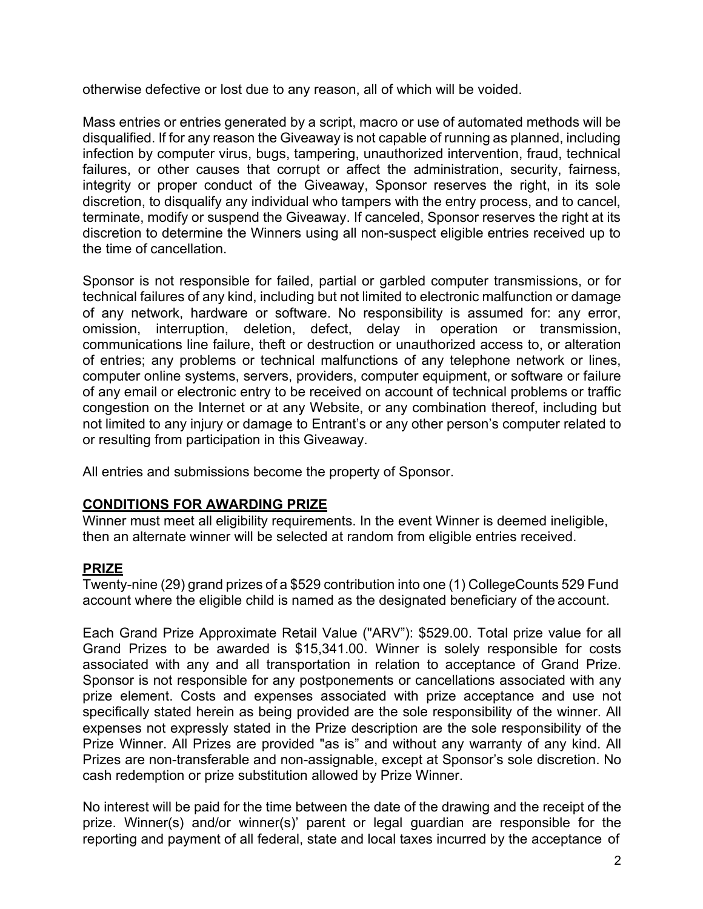otherwise defective or lost due to any reason, all of which will be voided.

Mass entries or entries generated by a script, macro or use of automated methods will be disqualified. If for any reason the Giveaway is not capable of running as planned, including infection by computer virus, bugs, tampering, unauthorized intervention, fraud, technical failures, or other causes that corrupt or affect the administration, security, fairness, integrity or proper conduct of the Giveaway, Sponsor reserves the right, in its sole discretion, to disqualify any individual who tampers with the entry process, and to cancel, terminate, modify or suspend the Giveaway. If canceled, Sponsor reserves the right at its discretion to determine the Winners using all non-suspect eligible entries received up to the time of cancellation.

Sponsor is not responsible for failed, partial or garbled computer transmissions, or for technical failures of any kind, including but not limited to electronic malfunction or damage of any network, hardware or software. No responsibility is assumed for: any error, omission, interruption, deletion, defect, delay in operation or transmission, communications line failure, theft or destruction or unauthorized access to, or alteration of entries; any problems or technical malfunctions of any telephone network or lines, computer online systems, servers, providers, computer equipment, or software or failure of any email or electronic entry to be received on account of technical problems or traffic congestion on the Internet or at any Website, or any combination thereof, including but not limited to any injury or damage to Entrant's or any other person's computer related to or resulting from participation in this Giveaway.

All entries and submissions become the property of Sponsor.

**CONDITIONS FOR AWARDING PRIZE**

Winner must meet all eligibility requirements. In the event Winner is deemed ineligible, then an alternate winner will be selected at random from eligible entries received.

**PRIZE**

Twenty-nine (29) grand prizes of a $529 contribution into one (1) CollegeCounts 529 Fund account where the eligible child is named as the designated beneficiary of the account.

Each Grand Prize Approximate Retail Value ("ARV"): $529.00. Total prize value for all Grand Prizes to be awarded is $15,341.00. Winner is solely responsible for costs associated with any and all transportation in relation to acceptance of Grand Prize. Sponsor is not responsible for any postponements or cancellations associated with any prize element. Costs and expenses associated with prize acceptance and use not specifically stated herein as being provided are the sole responsibility of the winner. All expenses not expressly stated in the Prize description are the sole responsibility of the Prize Winner. All Prizes are provided "as is" and without any warranty of any kind. All Prizes are non-transferable and non-assignable, except at Sponsor's sole discretion. No cash redemption or prize substitution allowed by Prize Winner.

No interest will be paid for the time between the date of the drawing and the receipt of the prize. Winner(s) and/or winner(s)' parent or legal guardian are responsible for the reporting and payment of all federal, state and local taxes incurred by the acceptance of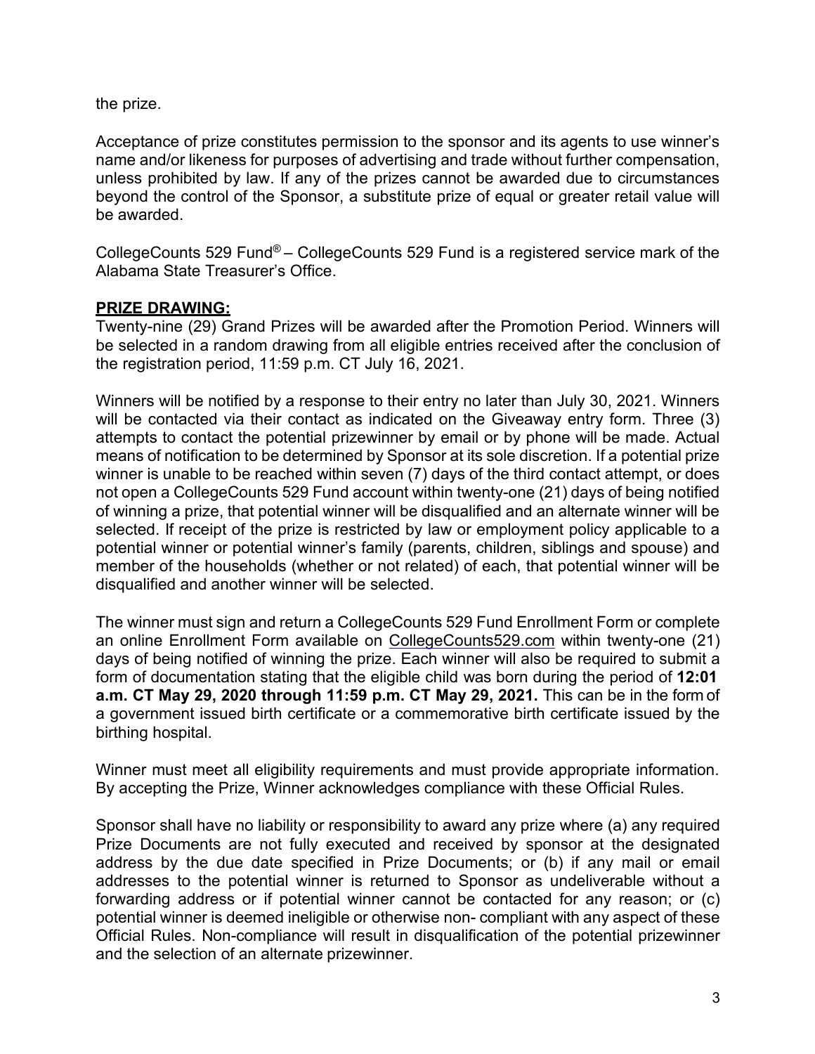the prize.

Acceptance of prize constitutes permission to the sponsor and its agents to use winner's name and/or likeness for purposes of advertising and trade without further compensation, unless prohibited by law. If any of the prizes cannot be awarded due to circumstances beyond the control of the Sponsor, a substitute prize of equal or greater retail value will be awarded.

CollegeCounts 529 Fund® – CollegeCounts 529 Fund is a registered service mark of the Alabama State Treasurer's Office.

## PRIZE DRAWING:

Twenty-nine (29) Grand Prizes will be awarded after the Promotion Period. Winners will be selected in a random drawing from all eligible entries received after the conclusion of the registration period, 11:59 p.m. CT July 16, 2021.

Winners will be notified by a response to their entry no later than July 30, 2021. Winners will be contacted via their contact as indicated on the Giveaway entry form. Three (3) attempts to contact the potential prizewinner by email or by phone will be made. Actual means of notification to be determined by Sponsor at its sole discretion. If a potential prize winner is unable to be reached within seven (7) days of the third contact attempt, or does not open a CollegeCounts 529 Fund account within twenty-one (21) days of being notified of winning a prize, that potential winner will be disqualified and an alternate winner will be selected. If receipt of the prize is restricted by law or employment policy applicable to a potential winner or potential winner's family (parents, children, siblings and spouse) and member of the households (whether or not related) of each, that potential winner will be disqualified and another winner will be selected.

The winner must sign and return a CollegeCounts 529 Fund Enrollment Form or complete an online Enrollment Form available on CollegeCounts529.com within twenty-one (21) days of being notified of winning the prize. Each winner will also be required to submit a form of documentation stating that the eligible child was born during the period of **12:01 a.m. CT May 29, 2020 through 11:59 p.m. CT May 29, 2021.** This can be in the form of a government issued birth certificate or a commemorative birth certificate issued by the birthing hospital.

Winner must meet all eligibility requirements and must provide appropriate information. By accepting the Prize, Winner acknowledges compliance with these Official Rules.

Sponsor shall have no liability or responsibility to award any prize where (a) any required Prize Documents are not fully executed and received by sponsor at the designated address by the due date specified in Prize Documents; or (b) if any mail or email addresses to the potential winner is returned to Sponsor as undeliverable without a forwarding address or if potential winner cannot be contacted for any reason; or (c) potential winner is deemed ineligible or otherwise non- compliant with any aspect of these Official Rules. Non-compliance will result in disqualification of the potential prizewinner and the selection of an alternate prizewinner.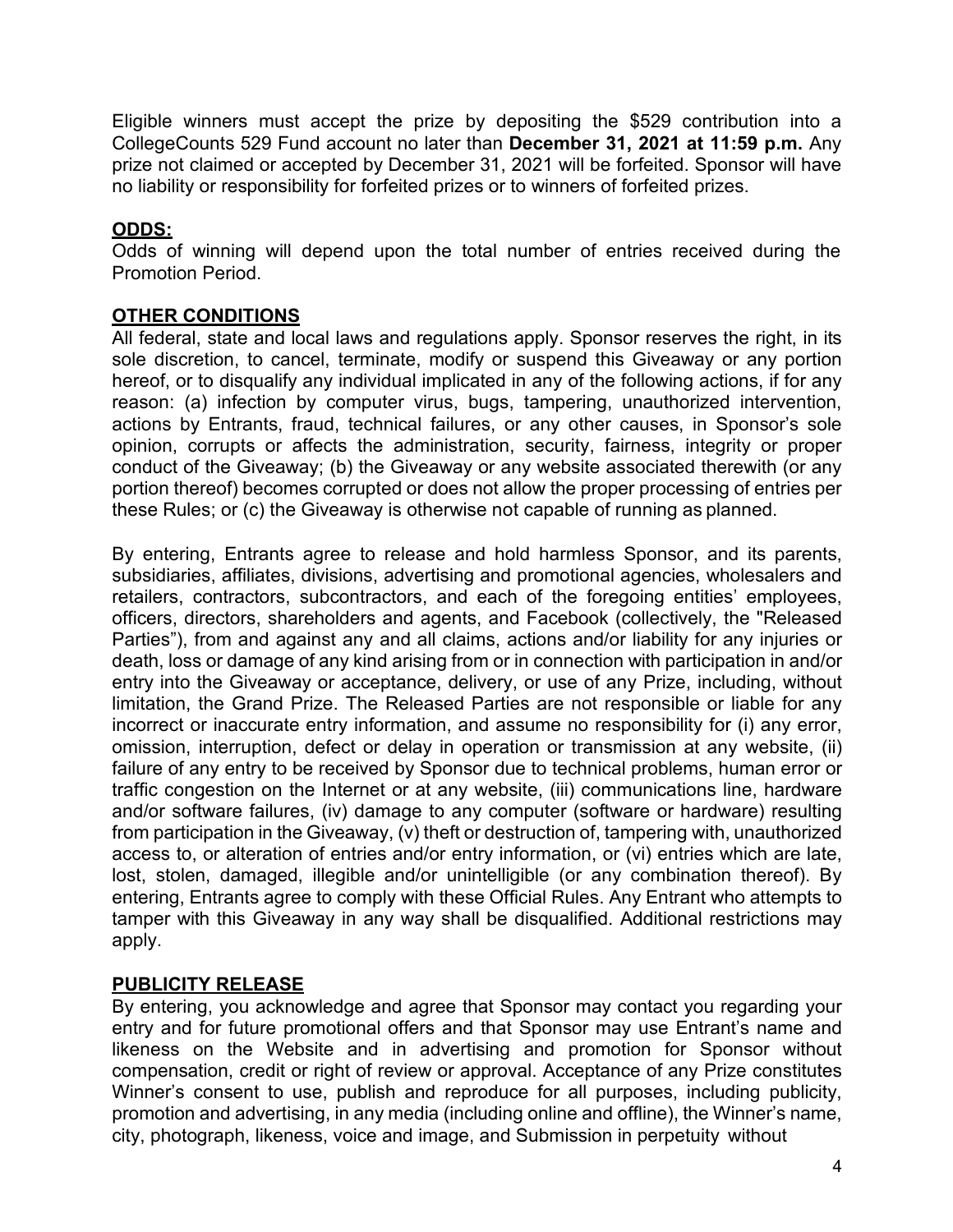Eligible winners must accept the prize by depositing the $529 contribution into a CollegeCounts 529 Fund account no later than **December 31, 2021 at 11:59 p.m.** Any prize not claimed or accepted by December 31, 2021 will be forfeited. Sponsor will have no liability or responsibility for forfeited prizes or to winners of forfeited prizes.

## **ODDS:**

Odds of winning will depend upon the total number of entries received during the Promotion Period.

## **OTHER CONDITIONS**

All federal, state and local laws and regulations apply. Sponsor reserves the right, in its sole discretion, to cancel, terminate, modify or suspend this Giveaway or any portion hereof, or to disqualify any individual implicated in any of the following actions, if for any reason: (a) infection by computer virus, bugs, tampering, unauthorized intervention, actions by Entrants, fraud, technical failures, or any other causes, in Sponsor's sole opinion, corrupts or affects the administration, security, fairness, integrity or proper conduct of the Giveaway; (b) the Giveaway or any website associated therewith (or any portion thereof) becomes corrupted or does not allow the proper processing of entries per these Rules; or (c) the Giveaway is otherwise not capable of running as planned.

By entering, Entrants agree to release and hold harmless Sponsor, and its parents, subsidiaries, affiliates, divisions, advertising and promotional agencies, wholesalers and retailers, contractors, subcontractors, and each of the foregoing entities' employees, officers, directors, shareholders and agents, and Facebook (collectively, the "Released Parties"), from and against any and all claims, actions and/or liability for any injuries or death, loss or damage of any kind arising from or in connection with participation in and/or entry into the Giveaway or acceptance, delivery, or use of any Prize, including, without limitation, the Grand Prize. The Released Parties are not responsible or liable for any incorrect or inaccurate entry information, and assume no responsibility for (i) any error, omission, interruption, defect or delay in operation or transmission at any website, (ii) failure of any entry to be received by Sponsor due to technical problems, human error or traffic congestion on the Internet or at any website, (iii) communications line, hardware and/or software failures, (iv) damage to any computer (software or hardware) resulting from participation in the Giveaway, (v) theft or destruction of, tampering with, unauthorized access to, or alteration of entries and/or entry information, or (vi) entries which are late, lost, stolen, damaged, illegible and/or unintelligible (or any combination thereof). By entering, Entrants agree to comply with these Official Rules. Any Entrant who attempts to tamper with this Giveaway in any way shall be disqualified. Additional restrictions may apply.

## **PUBLICITY RELEASE**

By entering, you acknowledge and agree that Sponsor may contact you regarding your entry and for future promotional offers and that Sponsor may use Entrant's name and likeness on the Website and in advertising and promotion for Sponsor without compensation, credit or right of review or approval. Acceptance of any Prize constitutes Winner's consent to use, publish and reproduce for all purposes, including publicity, promotion and advertising, in any media (including online and offline), the Winner's name, city, photograph, likeness, voice and image, and Submission in perpetuity without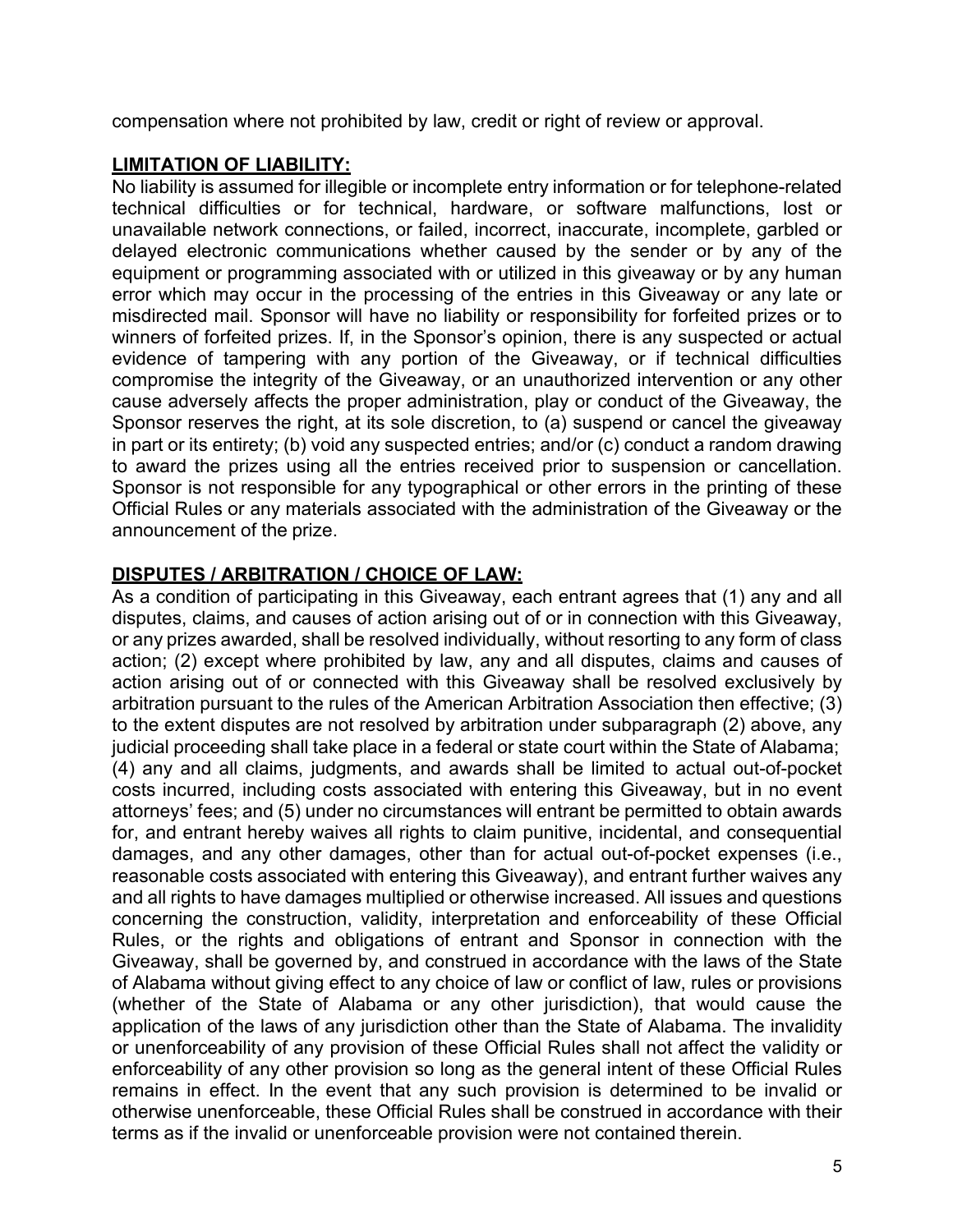compensation where not prohibited by law, credit or right of review or approval.

## LIMITATION OF LIABILITY:

No liability is assumed for illegible or incomplete entry information or for telephone-related technical difficulties or for technical, hardware, or software malfunctions, lost or unavailable network connections, or failed, incorrect, inaccurate, incomplete, garbled or delayed electronic communications whether caused by the sender or by any of the equipment or programming associated with or utilized in this giveaway or by any human error which may occur in the processing of the entries in this Giveaway or any late or misdirected mail. Sponsor will have no liability or responsibility for forfeited prizes or to winners of forfeited prizes. If, in the Sponsor's opinion, there is any suspected or actual evidence of tampering with any portion of the Giveaway, or if technical difficulties compromise the integrity of the Giveaway, or an unauthorized intervention or any other cause adversely affects the proper administration, play or conduct of the Giveaway, the Sponsor reserves the right, at its sole discretion, to (a) suspend or cancel the giveaway in part or its entirety; (b) void any suspected entries; and/or (c) conduct a random drawing to award the prizes using all the entries received prior to suspension or cancellation. Sponsor is not responsible for any typographical or other errors in the printing of these Official Rules or any materials associated with the administration of the Giveaway or the announcement of the prize.

## DISPUTES / ARBITRATION / CHOICE OF LAW:

As a condition of participating in this Giveaway, each entrant agrees that (1) any and all disputes, claims, and causes of action arising out of or in connection with this Giveaway, or any prizes awarded, shall be resolved individually, without resorting to any form of class action; (2) except where prohibited by law, any and all disputes, claims and causes of action arising out of or connected with this Giveaway shall be resolved exclusively by arbitration pursuant to the rules of the American Arbitration Association then effective; (3) to the extent disputes are not resolved by arbitration under subparagraph (2) above, any judicial proceeding shall take place in a federal or state court within the State of Alabama; (4) any and all claims, judgments, and awards shall be limited to actual out-of-pocket costs incurred, including costs associated with entering this Giveaway, but in no event attorneys' fees; and (5) under no circumstances will entrant be permitted to obtain awards for, and entrant hereby waives all rights to claim punitive, incidental, and consequential damages, and any other damages, other than for actual out-of-pocket expenses (i.e., reasonable costs associated with entering this Giveaway), and entrant further waives any and all rights to have damages multiplied or otherwise increased. All issues and questions concerning the construction, validity, interpretation and enforceability of these Official Rules, or the rights and obligations of entrant and Sponsor in connection with the Giveaway, shall be governed by, and construed in accordance with the laws of the State of Alabama without giving effect to any choice of law or conflict of law, rules or provisions (whether of the State of Alabama or any other jurisdiction), that would cause the application of the laws of any jurisdiction other than the State of Alabama. The invalidity or unenforceability of any provision of these Official Rules shall not affect the validity or enforceability of any other provision so long as the general intent of these Official Rules remains in effect. In the event that any such provision is determined to be invalid or otherwise unenforceable, these Official Rules shall be construed in accordance with their terms as if the invalid or unenforceable provision were not contained therein.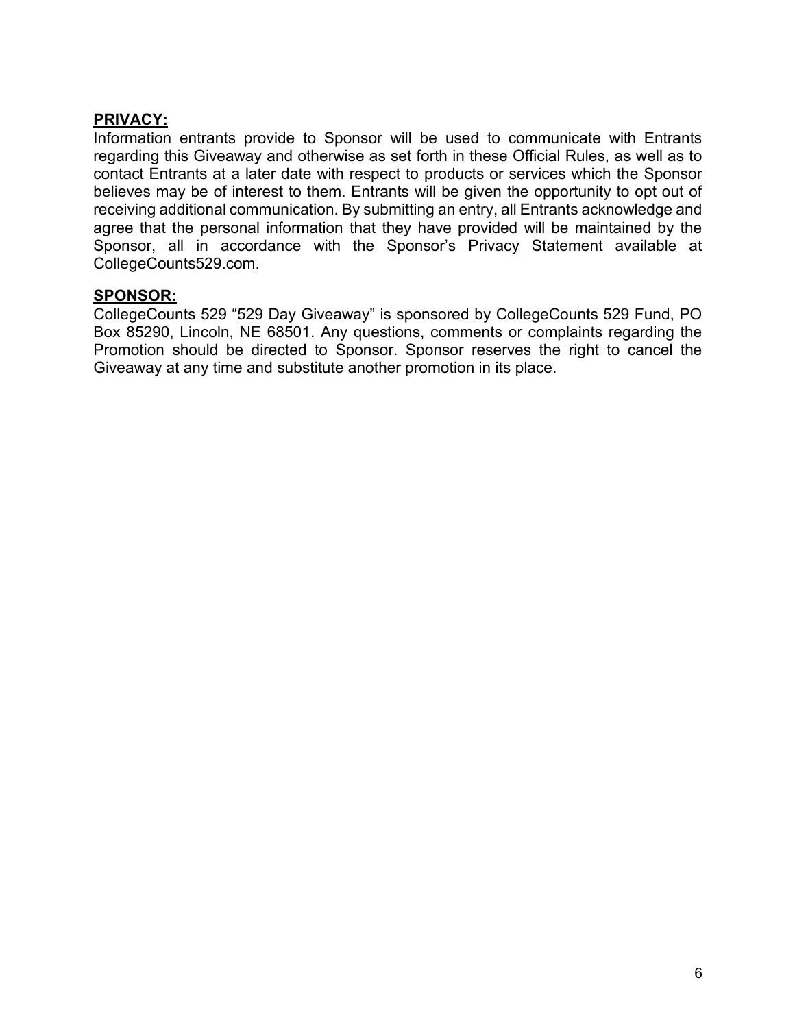**PRIVACY:**

Information entrants provide to Sponsor will be used to communicate with Entrants regarding this Giveaway and otherwise as set forth in these Official Rules, as well as to contact Entrants at a later date with respect to products or services which the Sponsor believes may be of interest to them. Entrants will be given the opportunity to opt out of receiving additional communication. By submitting an entry, all Entrants acknowledge and agree that the personal information that they have provided will be maintained by the Sponsor, all in accordance with the Sponsor's Privacy Statement available at CollegeCounts529.com.

**SPONSOR:**

CollegeCounts 529 "529 Day Giveaway" is sponsored by CollegeCounts 529 Fund, PO Box 85290, Lincoln, NE 68501. Any questions, comments or complaints regarding the Promotion should be directed to Sponsor. Sponsor reserves the right to cancel the Giveaway at any time and substitute another promotion in its place.